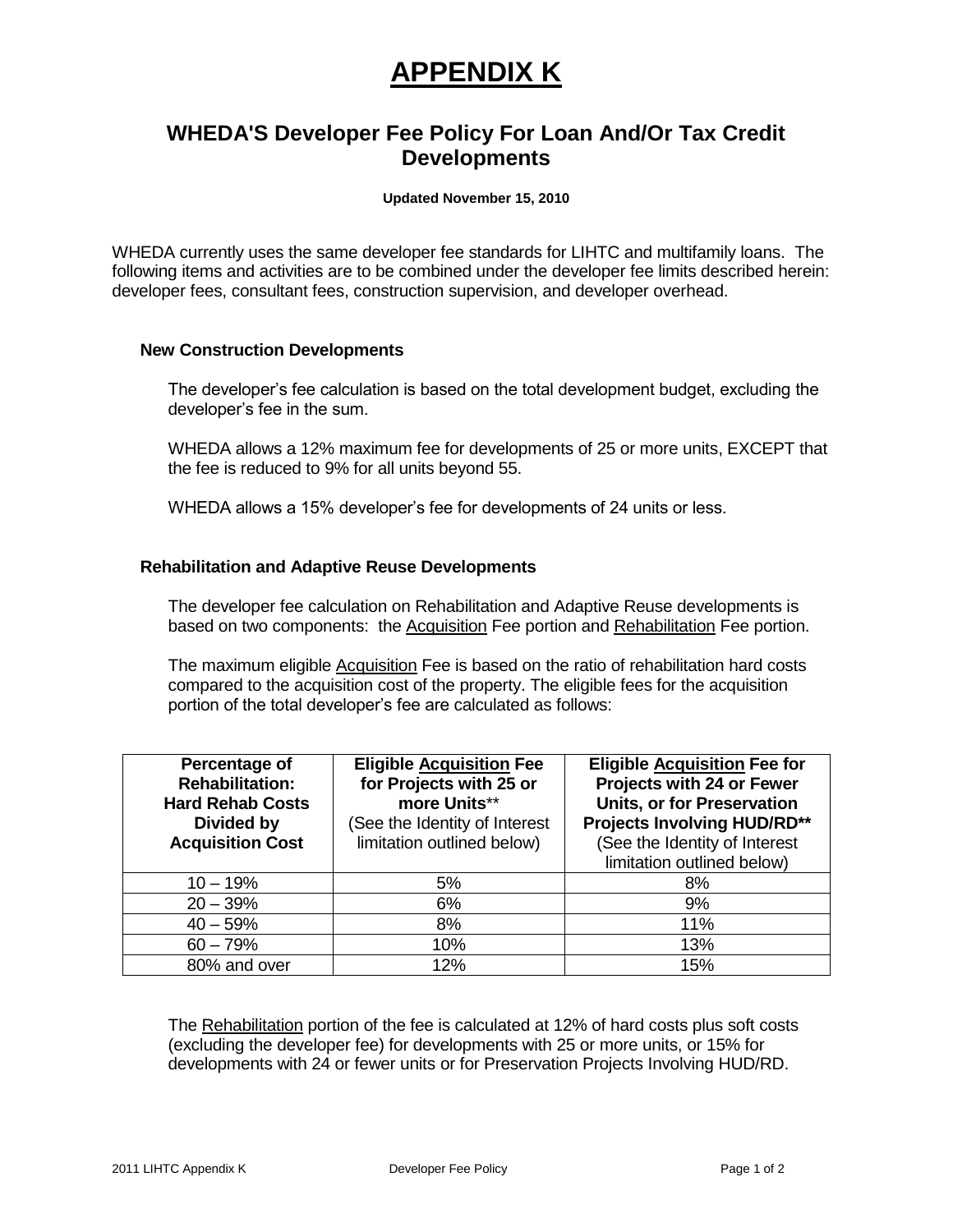# APPENDIX K

## WHEDA'S Developer Fee Policy For Loan And/Or Tax Credit Developments

**Updated November 15, 2010**

WHEDA currently uses the same developer fee standards for LIHTC and multifamily loans. The following items and activities are to be combined under the developer fee limits described herein: developer fees, consultant fees, construction supervision, and developer overhead.

### New Construction Developments

The developer's fee calculation is based on the total development budget, excluding the developer's fee in the sum.

WHEDA allows a 12% maximum fee for developments of 25 or more units, EXCEPT that the fee is reduced to 9% for all units beyond 55.

WHEDA allows a 15% developer's fee for developments of 24 units or less.

### Rehabilitation and Adaptive Reuse Developments

The developer fee calculation on Rehabilitation and Adaptive Reuse developments is based on two components: the Acquisition Fee portion and Rehabilitation Fee portion.

The maximum eligible Acquisition Fee is based on the ratio of rehabilitation hard costs compared to the acquisition cost of the property. The eligible fees for the acquisition portion of the total developer's fee are calculated as follows:

| **Percentage of Rehabilitation: Hard Rehab Costs Divided by Acquisition Cost** | **Eligible Acquisition Fee for Projects with 25 or more Units**** (See the Identity of Interest limitation outlined below) | **Eligible Acquisition Fee for Projects with 24 or Fewer Units, or for Preservation Projects Involving HUD/RD**** (See the Identity of Interest limitation outlined below) |
|---|---|---|
| 10 – 19% | 5% | 8% |
| 20 – 39% | 6% | 9% |
| 40 – 59% | 8% | 11% |
| 60 – 79% | 10% | 13% |
| 80% and over | 12% | 15% |

The Rehabilitation portion of the fee is calculated at 12% of hard costs plus soft costs (excluding the developer fee) for developments with 25 or more units, or 15% for developments with 24 or fewer units or for Preservation Projects Involving HUD/RD.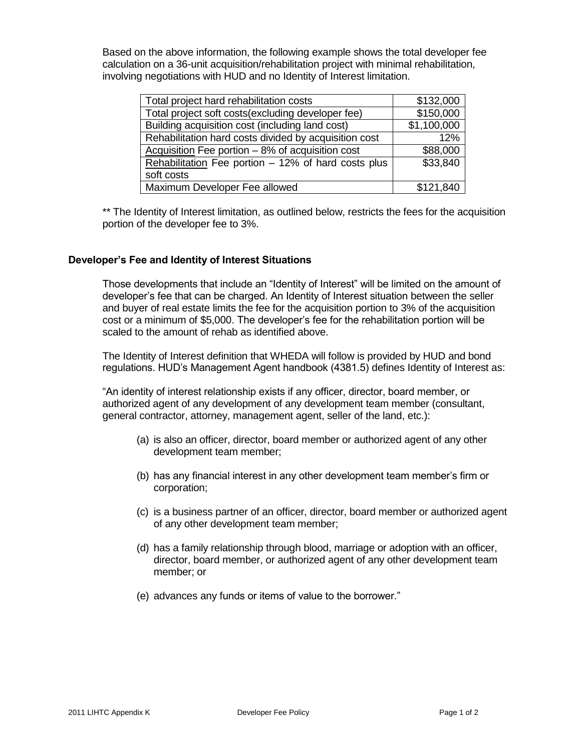Based on the above information, the following example shows the total developer fee calculation on a 36-unit acquisition/rehabilitation project with minimal rehabilitation, involving negotiations with HUD and no Identity of Interest limitation.

| | |
|---|---|
| Total project hard rehabilitation costs | $132,000 |
| Total project soft costs(excluding developer fee) | $150,000 |
| Building acquisition cost (including land cost) | $1,100,000 |
| Rehabilitation hard costs divided by acquisition cost | 12% |
| Acquisition Fee portion – 8% of acquisition cost | $88,000 |
| Rehabilitation Fee portion – 12% of hard costs plus soft costs | $33,840 |
| Maximum Developer Fee allowed | $121,840 |

** The Identity of Interest limitation, as outlined below, restricts the fees for the acquisition portion of the developer fee to 3%.

### Developer's Fee and Identity of Interest Situations

Those developments that include an "Identity of Interest" will be limited on the amount of developer's fee that can be charged. An Identity of Interest situation between the seller and buyer of real estate limits the fee for the acquisition portion to 3% of the acquisition cost or a minimum of $5,000. The developer's fee for the rehabilitation portion will be scaled to the amount of rehab as identified above.

The Identity of Interest definition that WHEDA will follow is provided by HUD and bond regulations. HUD's Management Agent handbook (4381.5) defines Identity of Interest as:

"An identity of interest relationship exists if any officer, director, board member, or authorized agent of any development of any development team member (consultant, general contractor, attorney, management agent, seller of the land, etc.):

(a) is also an officer, director, board member or authorized agent of any other development team member;

(b) has any financial interest in any other development team member's firm or corporation;

(c) is a business partner of an officer, director, board member or authorized agent of any other development team member;

(d) has a family relationship through blood, marriage or adoption with an officer, director, board member, or authorized agent of any other development team member; or

(e) advances any funds or items of value to the borrower."